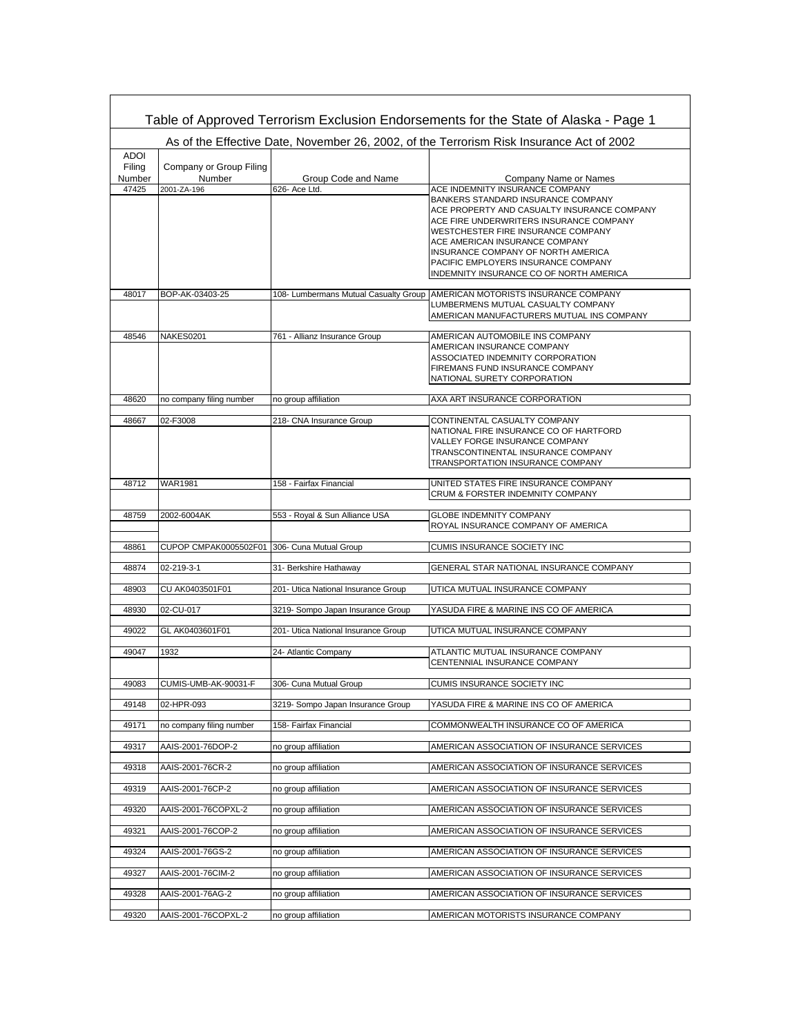## Table of Approved Terrorism Exclusion Endorsements for the State of Alaska - Page 1

### As of the Effective Date, November 26, 2002, of the Terrorism Risk Insurance Act of 2002

| ADOI Filing Number | Company or Group Filing Number | Group Code and Name | Company Name or Names |
|---|---|---|---|
| 47425 | 2001-ZA-196 | 626- Ace Ltd. | ACE INDEMNITY INSURANCE COMPANY<br>BANKERS STANDARD INSURANCE COMPANY<br>ACE PROPERTY AND CASUALTY INSURANCE COMPANY<br>ACE FIRE UNDERWRITERS INSURANCE COMPANY<br>WESTCHESTER FIRE INSURANCE COMPANY<br>ACE AMERICAN INSURANCE COMPANY<br>INSURANCE COMPANY OF NORTH AMERICA<br>PACIFIC EMPLOYERS INSURANCE COMPANY<br>INDEMNITY INSURANCE CO OF NORTH AMERICA |
| 48017 | BOP-AK-03403-25 | 108- Lumbermans Mutual Casualty Group | AMERICAN MOTORISTS INSURANCE COMPANY<br>LUMBERMENS MUTUAL CASUALTY COMPANY<br>AMERICAN MANUFACTURERS MUTUAL INS COMPANY |
| 48546 | NAKES0201 | 761 - Allianz Insurance Group | AMERICAN AUTOMOBILE INS COMPANY<br>AMERICAN INSURANCE COMPANY<br>ASSOCIATED INDEMNITY CORPORATION<br>FIREMANS FUND INSURANCE COMPANY<br>NATIONAL SURETY CORPORATION |
| 48620 | no company filing number | no group affiliation | AXA ART INSURANCE CORPORATION |
| 48667 | 02-F3008 | 218- CNA Insurance Group | CONTINENTAL CASUALTY COMPANY<br>NATIONAL FIRE INSURANCE CO OF HARTFORD<br>VALLEY FORGE INSURANCE COMPANY<br>TRANSCONTINENTAL INSURANCE COMPANY<br>TRANSPORTATION INSURANCE COMPANY |
| 48712 | WAR1981 | 158 - Fairfax Financial | UNITED STATES FIRE INSURANCE COMPANY<br>CRUM & FORSTER INDEMNITY COMPANY |
| 48759 | 2002-6004AK | 553 - Royal & Sun Alliance USA | GLOBE INDEMNITY COMPANY<br>ROYAL INSURANCE COMPANY OF AMERICA |
| 48861 | CUPOP CMPAK0005502F01 | 306- Cuna Mutual Group | CUMIS INSURANCE SOCIETY INC |
| 48874 | 02-219-3-1 | 31- Berkshire Hathaway | GENERAL STAR NATIONAL INSURANCE COMPANY |
| 48903 | CU AK0403501F01 | 201- Utica National Insurance Group | UTICA MUTUAL INSURANCE COMPANY |
| 48930 | 02-CU-017 | 3219- Sompo Japan Insurance Group | YASUDA FIRE & MARINE INS CO OF AMERICA |
| 49022 | GL AK0403601F01 | 201- Utica National Insurance Group | UTICA MUTUAL INSURANCE COMPANY |
| 49047 | 1932 | 24- Atlantic Company | ATLANTIC MUTUAL INSURANCE COMPANY<br>CENTENNIAL INSURANCE COMPANY |
| 49083 | CUMIS-UMB-AK-90031-F | 306- Cuna Mutual Group | CUMIS INSURANCE SOCIETY INC |
| 49148 | 02-HPR-093 | 3219- Sompo Japan Insurance Group | YASUDA FIRE & MARINE INS CO OF AMERICA |
| 49171 | no company filing number | 158- Fairfax Financial | COMMONWEALTH INSURANCE CO OF AMERICA |
| 49317 | AAIS-2001-76DOP-2 | no group affiliation | AMERICAN ASSOCIATION OF INSURANCE SERVICES |
| 49318 | AAIS-2001-76CR-2 | no group affiliation | AMERICAN ASSOCIATION OF INSURANCE SERVICES |
| 49319 | AAIS-2001-76CP-2 | no group affiliation | AMERICAN ASSOCIATION OF INSURANCE SERVICES |
| 49320 | AAIS-2001-76COPXL-2 | no group affiliation | AMERICAN ASSOCIATION OF INSURANCE SERVICES |
| 49321 | AAIS-2001-76COP-2 | no group affiliation | AMERICAN ASSOCIATION OF INSURANCE SERVICES |
| 49324 | AAIS-2001-76GS-2 | no group affiliation | AMERICAN ASSOCIATION OF INSURANCE SERVICES |
| 49327 | AAIS-2001-76CIM-2 | no group affiliation | AMERICAN ASSOCIATION OF INSURANCE SERVICES |
| 49328 | AAIS-2001-76AG-2 | no group affiliation | AMERICAN ASSOCIATION OF INSURANCE SERVICES |
| 49320 | AAIS-2001-76COPXL-2 | no group affiliation | AMERICAN MOTORISTS INSURANCE COMPANY |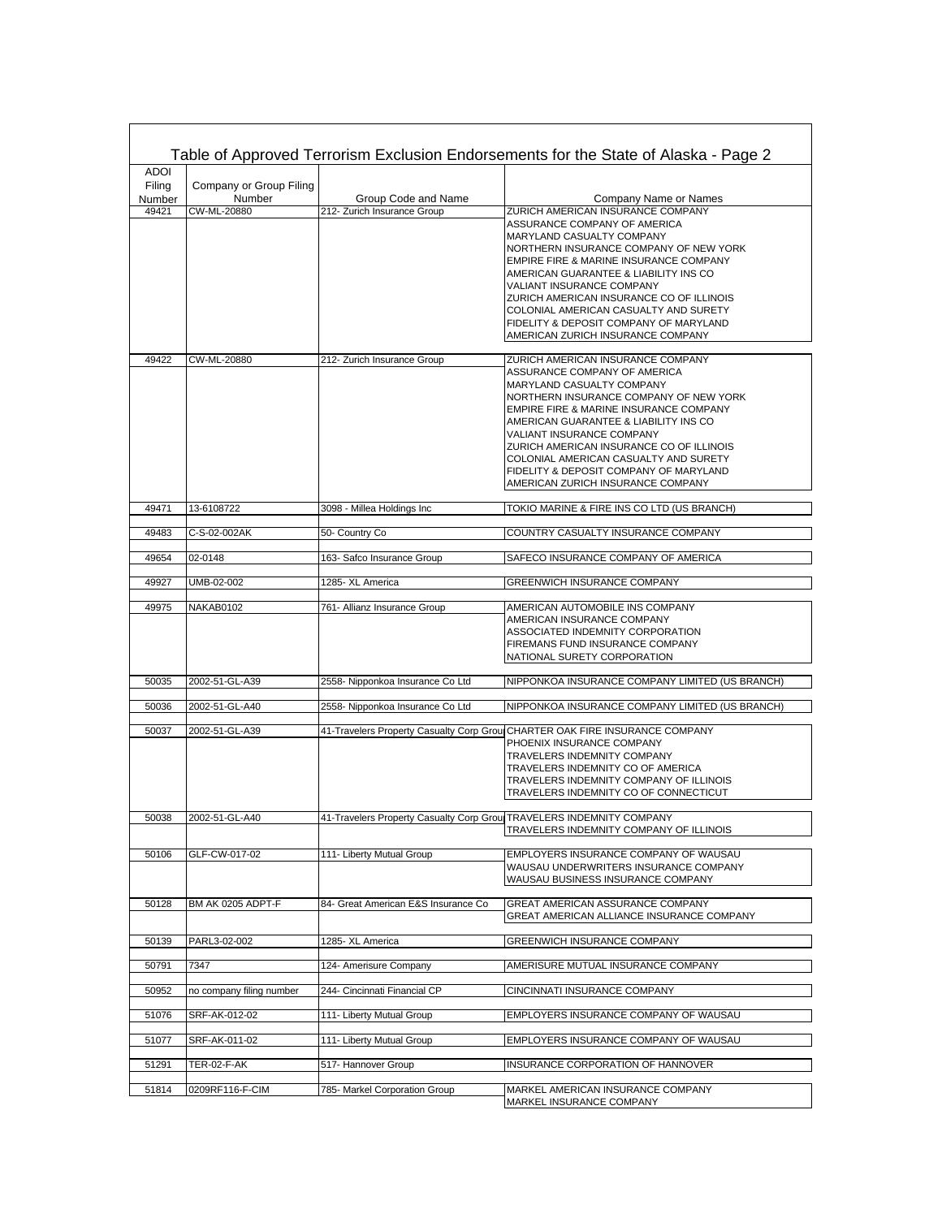# Table of Approved Terrorism Exclusion Endorsements for the State of Alaska - Page 2

| ADOI Filing Number | Company or Group Filing Number | Group Code and Name | Company Name or Names |
|---|---|---|---|
| 49421 | CW-ML-20880 | 212- Zurich Insurance Group | ZURICH AMERICAN INSURANCE COMPANY<br>ASSURANCE COMPANY OF AMERICA<br>MARYLAND CASUALTY COMPANY<br>NORTHERN INSURANCE COMPANY OF NEW YORK<br>EMPIRE FIRE & MARINE INSURANCE COMPANY<br>AMERICAN GUARANTEE & LIABILITY INS CO<br>VALIANT INSURANCE COMPANY<br>ZURICH AMERICAN INSURANCE CO OF ILLINOIS<br>COLONIAL AMERICAN CASUALTY AND SURETY<br>FIDELITY & DEPOSIT COMPANY OF MARYLAND<br>AMERICAN ZURICH INSURANCE COMPANY |
| 49422 | CW-ML-20880 | 212- Zurich Insurance Group | ZURICH AMERICAN INSURANCE COMPANY<br>ASSURANCE COMPANY OF AMERICA<br>MARYLAND CASUALTY COMPANY<br>NORTHERN INSURANCE COMPANY OF NEW YORK<br>EMPIRE FIRE & MARINE INSURANCE COMPANY<br>AMERICAN GUARANTEE & LIABILITY INS CO<br>VALIANT INSURANCE COMPANY<br>ZURICH AMERICAN INSURANCE CO OF ILLINOIS<br>COLONIAL AMERICAN CASUALTY AND SURETY<br>FIDELITY & DEPOSIT COMPANY OF MARYLAND<br>AMERICAN ZURICH INSURANCE COMPANY |
| 49471 | 13-6108722 | 3098 - Millea Holdings Inc | TOKIO MARINE & FIRE INS CO LTD (US BRANCH) |
| 49483 | C-S-02-002AK | 50- Country Co | COUNTRY CASUALTY INSURANCE COMPANY |
| 49654 | 02-0148 | 163- Safco Insurance Group | SAFECO INSURANCE COMPANY OF AMERICA |
| 49927 | UMB-02-002 | 1285- XL America | GREENWICH INSURANCE COMPANY |
| 49975 | NAKAB0102 | 761- Allianz Insurance Group | AMERICAN AUTOMOBILE INS COMPANY<br>AMERICAN INSURANCE COMPANY<br>ASSOCIATED INDEMNITY CORPORATION<br>FIREMANS FUND INSURANCE COMPANY<br>NATIONAL SURETY CORPORATION |
| 50035 | 2002-51-GL-A39 | 2558- Nipponkoa Insurance Co Ltd | NIPPONKOA INSURANCE COMPANY LIMITED (US BRANCH) |
| 50036 | 2002-51-GL-A40 | 2558- Nipponkoa Insurance Co Ltd | NIPPONKOA INSURANCE COMPANY LIMITED (US BRANCH) |
| 50037 | 2002-51-GL-A39 | 41-Travelers Property Casualty Corp Grou | CHARTER OAK FIRE INSURANCE COMPANY<br>PHOENIX INSURANCE COMPANY<br>TRAVELERS INDEMNITY COMPANY<br>TRAVELERS INDEMNITY CO OF AMERICA<br>TRAVELERS INDEMNITY COMPANY OF ILLINOIS<br>TRAVELERS INDEMNITY CO OF CONNECTICUT |
| 50038 | 2002-51-GL-A40 | 41-Travelers Property Casualty Corp Grou | TRAVELERS INDEMNITY COMPANY<br>TRAVELERS INDEMNITY COMPANY OF ILLINOIS |
| 50106 | GLF-CW-017-02 | 111- Liberty Mutual Group | EMPLOYERS INSURANCE COMPANY OF WAUSAU<br>WAUSAU UNDERWRITERS INSURANCE COMPANY<br>WAUSAU BUSINESS INSURANCE COMPANY |
| 50128 | BM AK 0205 ADPT-F | 84- Great American E&S Insurance Co | GREAT AMERICAN ASSURANCE COMPANY<br>GREAT AMERICAN ALLIANCE INSURANCE COMPANY |
| 50139 | PARL3-02-002 | 1285- XL America | GREENWICH INSURANCE COMPANY |
| 50791 | 7347 | 124- Amerisure Company | AMERISURE MUTUAL INSURANCE COMPANY |
| 50952 | no company filing number | 244- Cincinnati Financial CP | CINCINNATI INSURANCE COMPANY |
| 51076 | SRF-AK-012-02 | 111- Liberty Mutual Group | EMPLOYERS INSURANCE COMPANY OF WAUSAU |
| 51077 | SRF-AK-011-02 | 111- Liberty Mutual Group | EMPLOYERS INSURANCE COMPANY OF WAUSAU |
| 51291 | TER-02-F-AK | 517- Hannover Group | INSURANCE CORPORATION OF HANNOVER |
| 51814 | 0209RF116-F-CIM | 785- Markel Corporation Group | MARKEL AMERICAN INSURANCE COMPANY<br>MARKEL INSURANCE COMPANY |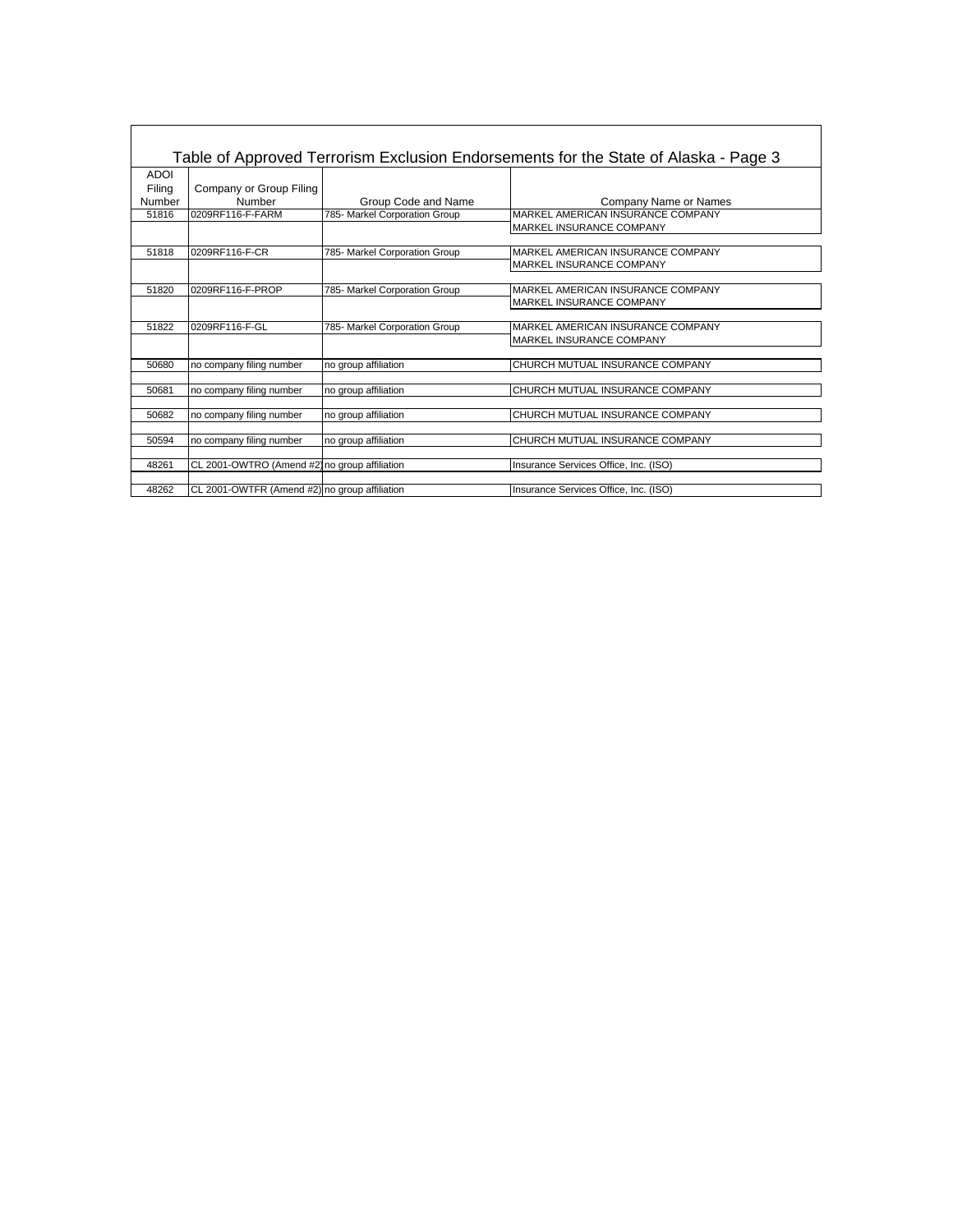## Table of Approved Terrorism Exclusion Endorsements for the State of Alaska - Page 3

| ADOI Filing Number | Company or Group Filing Number | Group Code and Name | Company Name or Names |
|---|---|---|---|
| 51816 | 0209RF116-F-FARM | 785- Markel Corporation Group | MARKEL AMERICAN INSURANCE COMPANY |
| | | | MARKEL INSURANCE COMPANY |
| 51818 | 0209RF116-F-CR | 785- Markel Corporation Group | MARKEL AMERICAN INSURANCE COMPANY |
| | | | MARKEL INSURANCE COMPANY |
| 51820 | 0209RF116-F-PROP | 785- Markel Corporation Group | MARKEL AMERICAN INSURANCE COMPANY |
| | | | MARKEL INSURANCE COMPANY |
| 51822 | 0209RF116-F-GL | 785- Markel Corporation Group | MARKEL AMERICAN INSURANCE COMPANY |
| | | | MARKEL INSURANCE COMPANY |
| 50680 | no company filing number | no group affiliation | CHURCH MUTUAL INSURANCE COMPANY |
| 50681 | no company filing number | no group affiliation | CHURCH MUTUAL INSURANCE COMPANY |
| 50682 | no company filing number | no group affiliation | CHURCH MUTUAL INSURANCE COMPANY |
| 50594 | no company filing number | no group affiliation | CHURCH MUTUAL INSURANCE COMPANY |
| 48261 | CL 2001-OWTRO (Amend #2) | no group affiliation | Insurance Services Office, Inc. (ISO) |
| 48262 | CL 2001-OWTFR (Amend #2) | no group affiliation | Insurance Services Office, Inc. (ISO) |